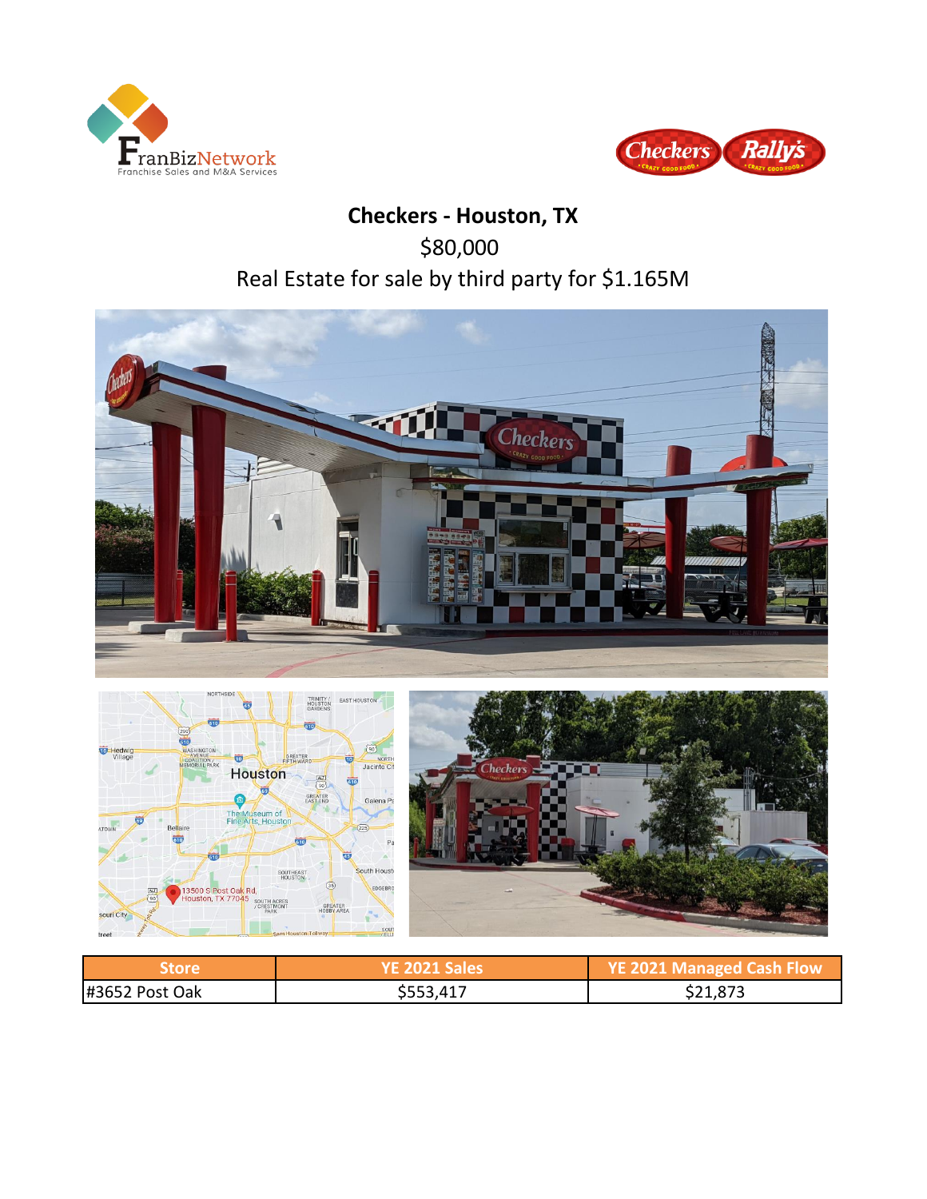# Checkers - Houston, TX

$80,000

Real Estate for sale by third party for $1.165M

| Store | YE 2021 Sales | YE 2021 Managed Cash Flow |
| --- | --- | --- |
| #3652 Post Oak | $553,417 | $21,873 |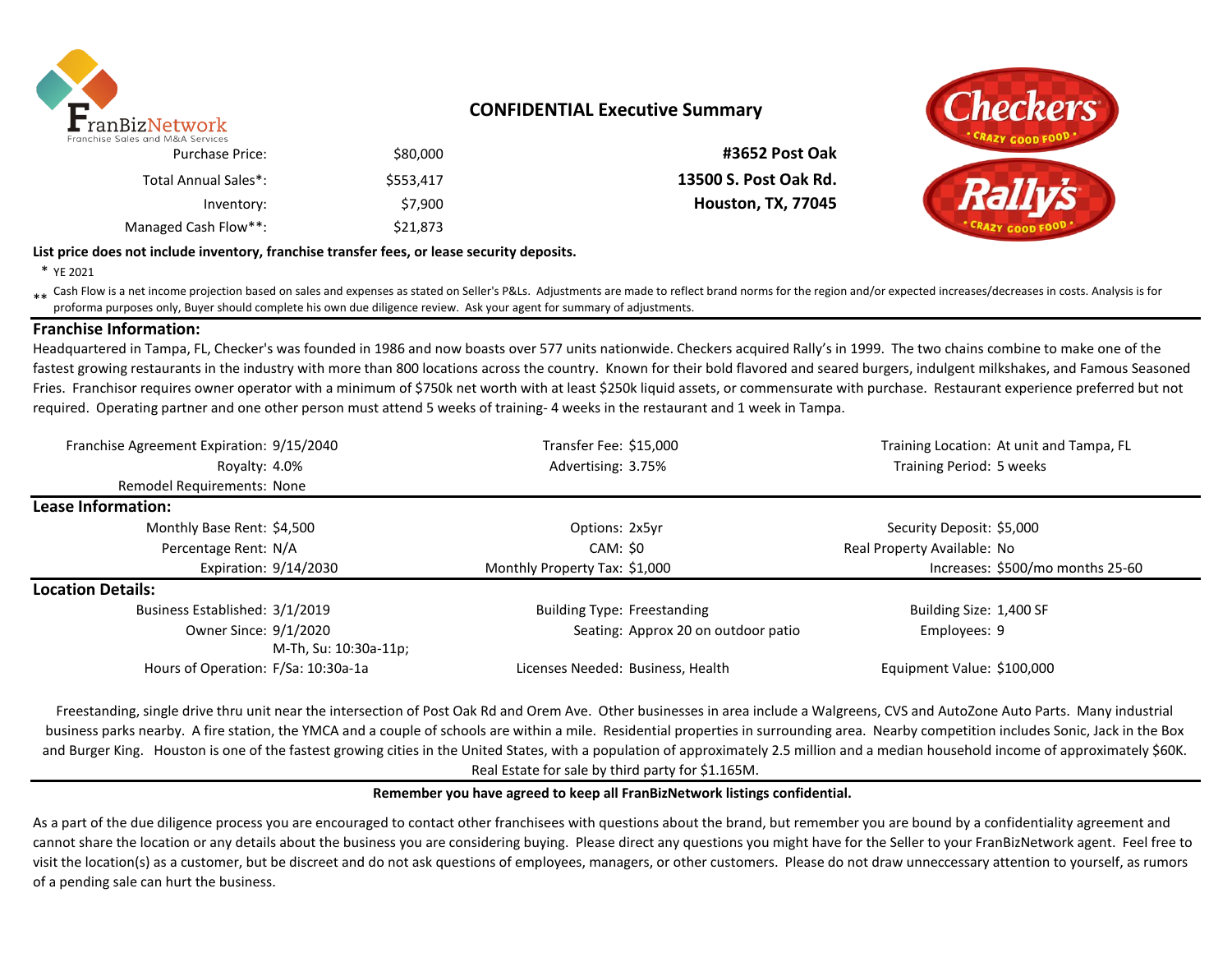# CONFIDENTIAL Executive Summary

| | | |
|---|---|---|
| Purchase Price: | $80,000 | **#3652 Post Oak** |
| Total Annual Sales*: | $553,417 | **13500 S. Post Oak Rd.** |
| Inventory: | $7,900 | **Houston, TX, 77045** |
| Managed Cash Flow**: | $21,873 | |

**List price does not include inventory, franchise transfer fees, or lease security deposits.**

\* YE 2021

\*\* Cash Flow is a net income projection based on sales and expenses as stated on Seller's P&Ls. Adjustments are made to reflect brand norms for the region and/or expected increases/decreases in costs. Analysis is for proforma purposes only, Buyer should complete his own due diligence review. Ask your agent for summary of adjustments.

## Franchise Information:

Headquartered in Tampa, FL, Checker's was founded in 1986 and now boasts over 577 units nationwide. Checkers acquired Rally's in 1999. The two chains combine to make one of the fastest growing restaurants in the industry with more than 800 locations across the country. Known for their bold flavored and seared burgers, indulgent milkshakes, and Famous Seasoned Fries. Franchisor requires owner operator with a minimum of $750k net worth with at least $250k liquid assets, or commensurate with purchase. Restaurant experience preferred but not required. Operating partner and one other person must attend 5 weeks of training- 4 weeks in the restaurant and 1 week in Tampa.

| | | | | | |
|---|---|---|---|---|---|
| Franchise Agreement Expiration: | 9/15/2040 | Transfer Fee: | $15,000 | Training Location: | At unit and Tampa, FL |
| Royalty: | 4.0% | Advertising: | 3.75% | Training Period: | 5 weeks |
| Remodel Requirements: | None | | | | |

## Lease Information:

| | | | | | |
|---|---|---|---|---|---|
| Monthly Base Rent: | $4,500 | Options: | 2x5yr | Security Deposit: | $5,000 |
| Percentage Rent: | N/A | CAM: | $0 | Real Property Available: | No |
| Expiration: | 9/14/2030 | Monthly Property Tax: | $1,000 | Increases: | $500/mo months 25-60 |

## Location Details:

| | | | | | |
|---|---|---|---|---|---|
| Business Established: | 3/1/2019 | Building Type: | Freestanding | Building Size: | 1,400 SF |
| Owner Since: | 9/1/2020 | Seating: | Approx 20 on outdoor patio | Employees: | 9 |
| Hours of Operation: | M-Th, Su: 10:30a-11p; F/Sa: 10:30a-1a | Licenses Needed: | Business, Health | Equipment Value: | $100,000 |

Freestanding, single drive thru unit near the intersection of Post Oak Rd and Orem Ave. Other businesses in area include a Walgreens, CVS and AutoZone Auto Parts. Many industrial business parks nearby. A fire station, the YMCA and a couple of schools are within a mile. Residential properties in surrounding area. Nearby competition includes Sonic, Jack in the Box and Burger King. Houston is one of the fastest growing cities in the United States, with a population of approximately 2.5 million and a median household income of approximately $60K. Real Estate for sale by third party for $1.165M.

**Remember you have agreed to keep all FranBizNetwork listings confidential.**

As a part of the due diligence process you are encouraged to contact other franchisees with questions about the brand, but remember you are bound by a confidentiality agreement and cannot share the location or any details about the business you are considering buying. Please direct any questions you might have for the Seller to your FranBizNetwork agent. Feel free to visit the location(s) as a customer, but be discreet and do not ask questions of employees, managers, or other customers. Please do not draw unneccessary attention to yourself, as rumors of a pending sale can hurt the business.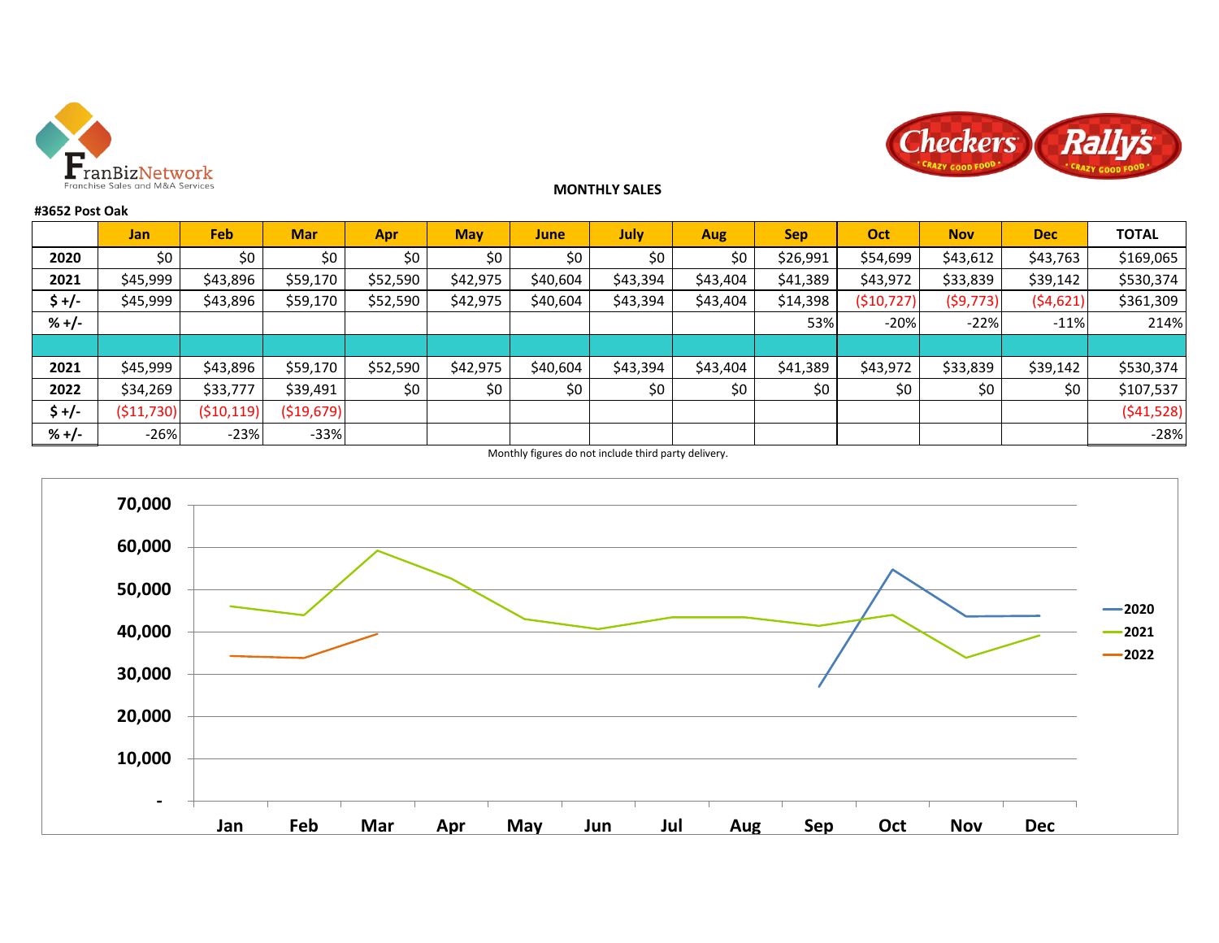FranBizNetwork
Franchise Sales and M&A Services

Checkers · Rally's

**MONTHLY SALES**

**#3652 Post Oak**

| | Jan | Feb | Mar | Apr | May | June | July | Aug | Sep | Oct | Nov | Dec | TOTAL |
|---|---|---|---|---|---|---|---|---|---|---|---|---|---|
| **2020** | $0 | $0 | $0 | $0 | $0 | $0 | $0 | $0 | $26,991 | $54,699 | $43,612 | $43,763 | $169,065 |
| **2021** | $45,999 | $43,896 | $59,170 | $52,590 | $42,975 | $40,604 | $43,394 | $43,404 | $41,389 | $43,972 | $33,839 | $39,142 | $530,374 |
| **$ +/-** | $45,999 | $43,896 | $59,170 | $52,590 | $42,975 | $40,604 | $43,394 | $43,404 | $14,398 | ($10,727) | ($9,773) | ($4,621) | $361,309 |
| **% +/-** | | | | | | | | | 53% | -20% | -22% | -11% | 214% |
| | | | | | | | | | | | | | |
| **2021** | $45,999 | $43,896 | $59,170 | $52,590 | $42,975 | $40,604 | $43,394 | $43,404 | $41,389 | $43,972 | $33,839 | $39,142 | $530,374 |
| **2022** | $34,269 | $33,777 | $39,491 | $0 | $0 | $0 | $0 | $0 | $0 | $0 | $0 | $0 | $107,537 |
| **$ +/-** | ($11,730) | ($10,119) | ($19,679) | | | | | | | | | | ($41,528) |
| **% +/-** | -26% | -23% | -33% | | | | | | | | | | -28% |

Monthly figures do not include third party delivery.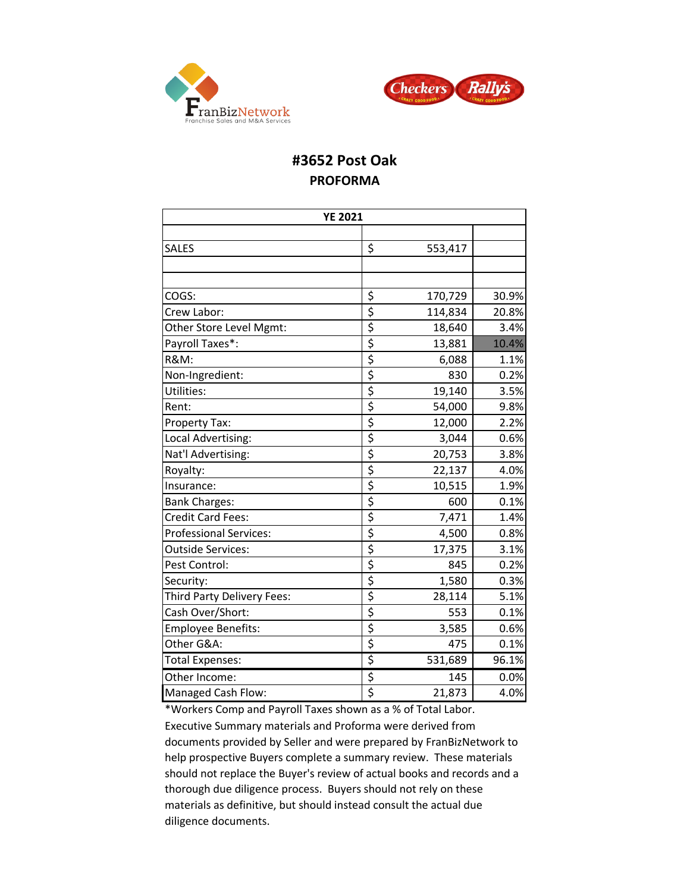# #3652 Post Oak

## PROFORMA

| YE 2021 | | |
|---|---|---|
| | | |
| SALES | $ 553,417 | |
| | | |
| | | |
| COGS: | $ 170,729 | 30.9% |
| Crew Labor: | $ 114,834 | 20.8% |
| Other Store Level Mgmt: | $ 18,640 | 3.4% |
| Payroll Taxes*: | $ 13,881 | 10.4% |
| R&M: | $ 6,088 | 1.1% |
| Non-Ingredient: | $ 830 | 0.2% |
| Utilities: | $ 19,140 | 3.5% |
| Rent: | $ 54,000 | 9.8% |
| Property Tax: | $ 12,000 | 2.2% |
| Local Advertising: | $ 3,044 | 0.6% |
| Nat'l Advertising: | $ 20,753 | 3.8% |
| Royalty: | $ 22,137 | 4.0% |
| Insurance: | $ 10,515 | 1.9% |
| Bank Charges: | $ 600 | 0.1% |
| Credit Card Fees: | $ 7,471 | 1.4% |
| Professional Services: | $ 4,500 | 0.8% |
| Outside Services: | $ 17,375 | 3.1% |
| Pest Control: | $ 845 | 0.2% |
| Security: | $ 1,580 | 0.3% |
| Third Party Delivery Fees: | $ 28,114 | 5.1% |
| Cash Over/Short: | $ 553 | 0.1% |
| Employee Benefits: | $ 3,585 | 0.6% |
| Other G&A: | $ 475 | 0.1% |
| Total Expenses: | $ 531,689 | 96.1% |
| Other Income: | $ 145 | 0.0% |
| Managed Cash Flow: | $ 21,873 | 4.0% |

*Workers Comp and Payroll Taxes shown as a % of Total Labor.

Executive Summary materials and Proforma were derived from documents provided by Seller and were prepared by FranBizNetwork to help prospective Buyers complete a summary review. These materials should not replace the Buyer's review of actual books and records and a thorough due diligence process. Buyers should not rely on these materials as definitive, but should instead consult the actual due diligence documents.